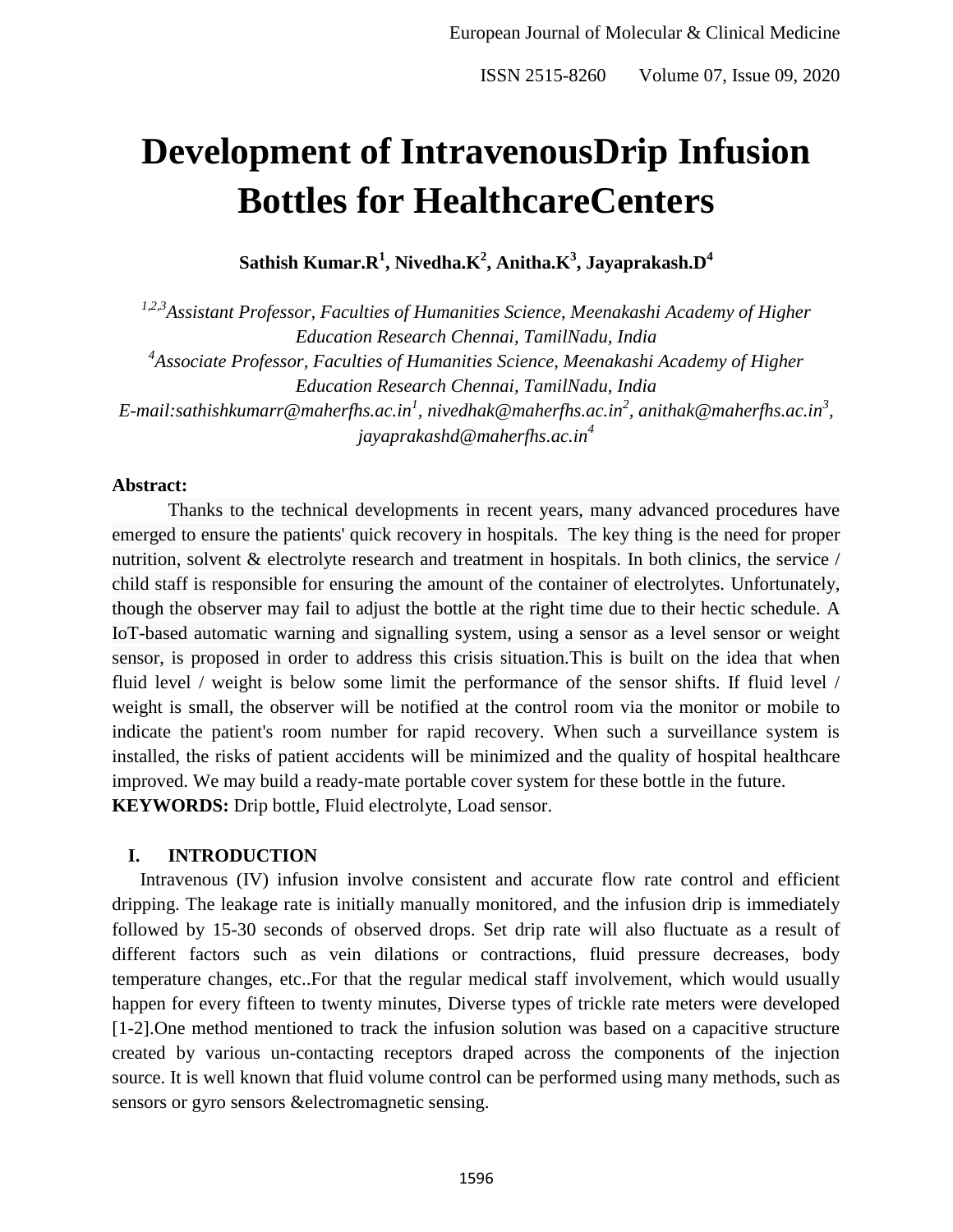# Development of IntravenousDrip Infusion Bottles for HealthcareCenters

**Sathish Kumar.R[1], Nivedha.K[2], Anitha.K[3], Jayaprakash.D[4]**

*[1,2,3]Assistant Professor, Faculties of Humanities Science, Meenakashi Academy of Higher Education Research Chennai, TamilNadu, India*

*[4]Associate Professor, Faculties of Humanities Science, Meenakashi Academy of Higher Education Research Chennai, TamilNadu, India*

*E-mail:sathishkumarr@maherfhs.ac.in[1], nivedhak@maherfhs.ac.in[2], anithak@maherfhs.ac.in[3], jayaprakashd@maherfhs.ac.in[4]*

**Abstract:**

Thanks to the technical developments in recent years, many advanced procedures have emerged to ensure the patients' quick recovery in hospitals. The key thing is the need for proper nutrition, solvent & electrolyte research and treatment in hospitals. In both clinics, the service / child staff is responsible for ensuring the amount of the container of electrolytes. Unfortunately, though the observer may fail to adjust the bottle at the right time due to their hectic schedule. A IoT-based automatic warning and signalling system, using a sensor as a level sensor or weight sensor, is proposed in order to address this crisis situation.This is built on the idea that when fluid level / weight is below some limit the performance of the sensor shifts. If fluid level / weight is small, the observer will be notified at the control room via the monitor or mobile to indicate the patient's room number for rapid recovery. When such a surveillance system is installed, the risks of patient accidents will be minimized and the quality of hospital healthcare improved. We may build a ready-mate portable cover system for these bottle in the future.

**KEYWORDS:** Drip bottle, Fluid electrolyte, Load sensor.

## I. INTRODUCTION

Intravenous (IV) infusion involve consistent and accurate flow rate control and efficient dripping. The leakage rate is initially manually monitored, and the infusion drip is immediately followed by 15-30 seconds of observed drops. Set drip rate will also fluctuate as a result of different factors such as vein dilations or contractions, fluid pressure decreases, body temperature changes, etc..For that the regular medical staff involvement, which would usually happen for every fifteen to twenty minutes, Diverse types of trickle rate meters were developed [1-2].One method mentioned to track the infusion solution was based on a capacitive structure created by various un-contacting receptors draped across the components of the injection source. It is well known that fluid volume control can be performed using many methods, such as sensors or gyro sensors &electromagnetic sensing.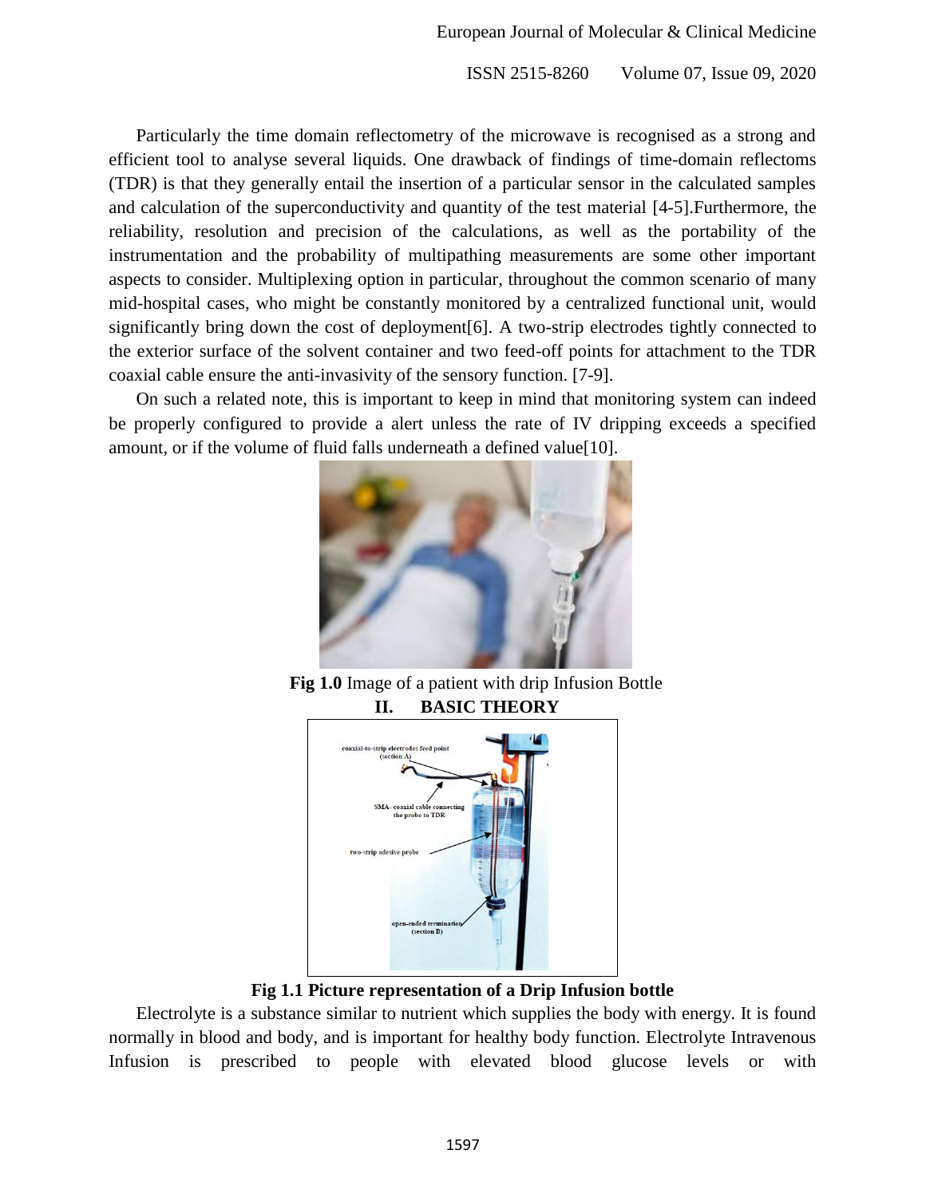Particularly the time domain reflectometry of the microwave is recognised as a strong and efficient tool to analyse several liquids. One drawback of findings of time-domain reflectoms (TDR) is that they generally entail the insertion of a particular sensor in the calculated samples and calculation of the superconductivity and quantity of the test material [4-5].Furthermore, the reliability, resolution and precision of the calculations, as well as the portability of the instrumentation and the probability of multipathing measurements are some other important aspects to consider. Multiplexing option in particular, throughout the common scenario of many mid-hospital cases, who might be constantly monitored by a centralized functional unit, would significantly bring down the cost of deployment[6]. A two-strip electrodes tightly connected to the exterior surface of the solvent container and two feed-off points for attachment to the TDR coaxial cable ensure the anti-invasivity of the sensory function. [7-9].

On such a related note, this is important to keep in mind that monitoring system can indeed be properly configured to provide a alert unless the rate of IV dripping exceeds a specified amount, or if the volume of fluid falls underneath a defined value[10].

**Fig 1.0** Image of a patient with drip Infusion Bottle

## II. BASIC THEORY

**Fig 1.1 Picture representation of a Drip Infusion bottle**

Electrolyte is a substance similar to nutrient which supplies the body with energy. It is found normally in blood and body, and is important for healthy body function. Electrolyte Intravenous Infusion is prescribed to people with elevated blood glucose levels or with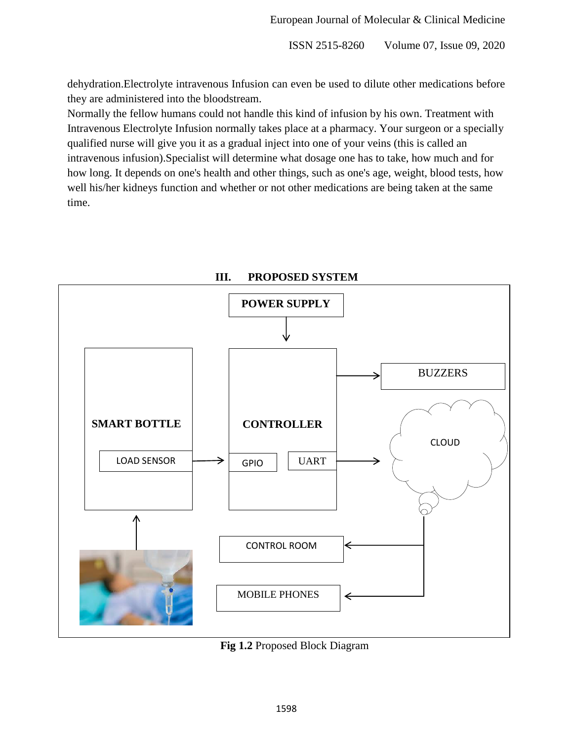dehydration.Electrolyte intravenous Infusion can even be used to dilute other medications before they are administered into the bloodstream.

Normally the fellow humans could not handle this kind of infusion by his own. Treatment with Intravenous Electrolyte Infusion normally takes place at a pharmacy. Your surgeon or a specially qualified nurse will give you it as a gradual inject into one of your veins (this is called an intravenous infusion).Specialist will determine what dosage one has to take, how much and for how long. It depends on one's health and other things, such as one's age, weight, blood tests, how well his/her kidneys function and whether or not other medications are being taken at the same time.

## III. PROPOSED SYSTEM

POWER SUPPLY

SMART BOTTLE

LOAD SENSOR

CONTROLLER

GPIO

UART

BUZZERS

CLOUD

CONTROL ROOM

MOBILE PHONES

**Fig 1.2** Proposed Block Diagram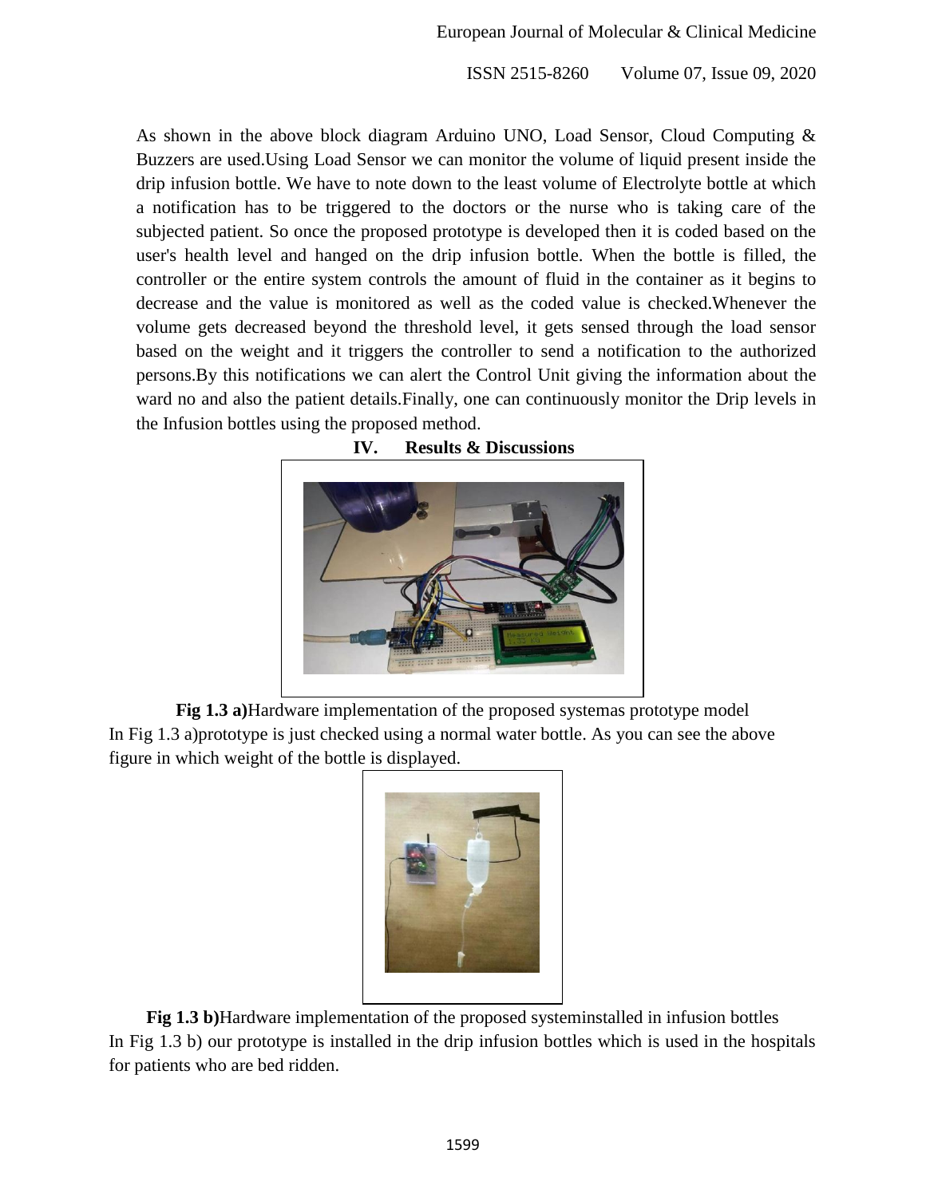As shown in the above block diagram Arduino UNO, Load Sensor, Cloud Computing & Buzzers are used.Using Load Sensor we can monitor the volume of liquid present inside the drip infusion bottle. We have to note down to the least volume of Electrolyte bottle at which a notification has to be triggered to the doctors or the nurse who is taking care of the subjected patient. So once the proposed prototype is developed then it is coded based on the user's health level and hanged on the drip infusion bottle. When the bottle is filled, the controller or the entire system controls the amount of fluid in the container as it begins to decrease and the value is monitored as well as the coded value is checked.Whenever the volume gets decreased beyond the threshold level, it gets sensed through the load sensor based on the weight and it triggers the controller to send a notification to the authorized persons.By this notifications we can alert the Control Unit giving the information about the ward no and also the patient details.Finally, one can continuously monitor the Drip levels in the Infusion bottles using the proposed method.

## IV. Results & Discussions

**Fig 1.3 a)**Hardware implementation of the proposed systemas prototype model

In Fig 1.3 a)prototype is just checked using a normal water bottle. As you can see the above figure in which weight of the bottle is displayed.

**Fig 1.3 b)**Hardware implementation of the proposed systeminstalled in infusion bottles

In Fig 1.3 b) our prototype is installed in the drip infusion bottles which is used in the hospitals for patients who are bed ridden.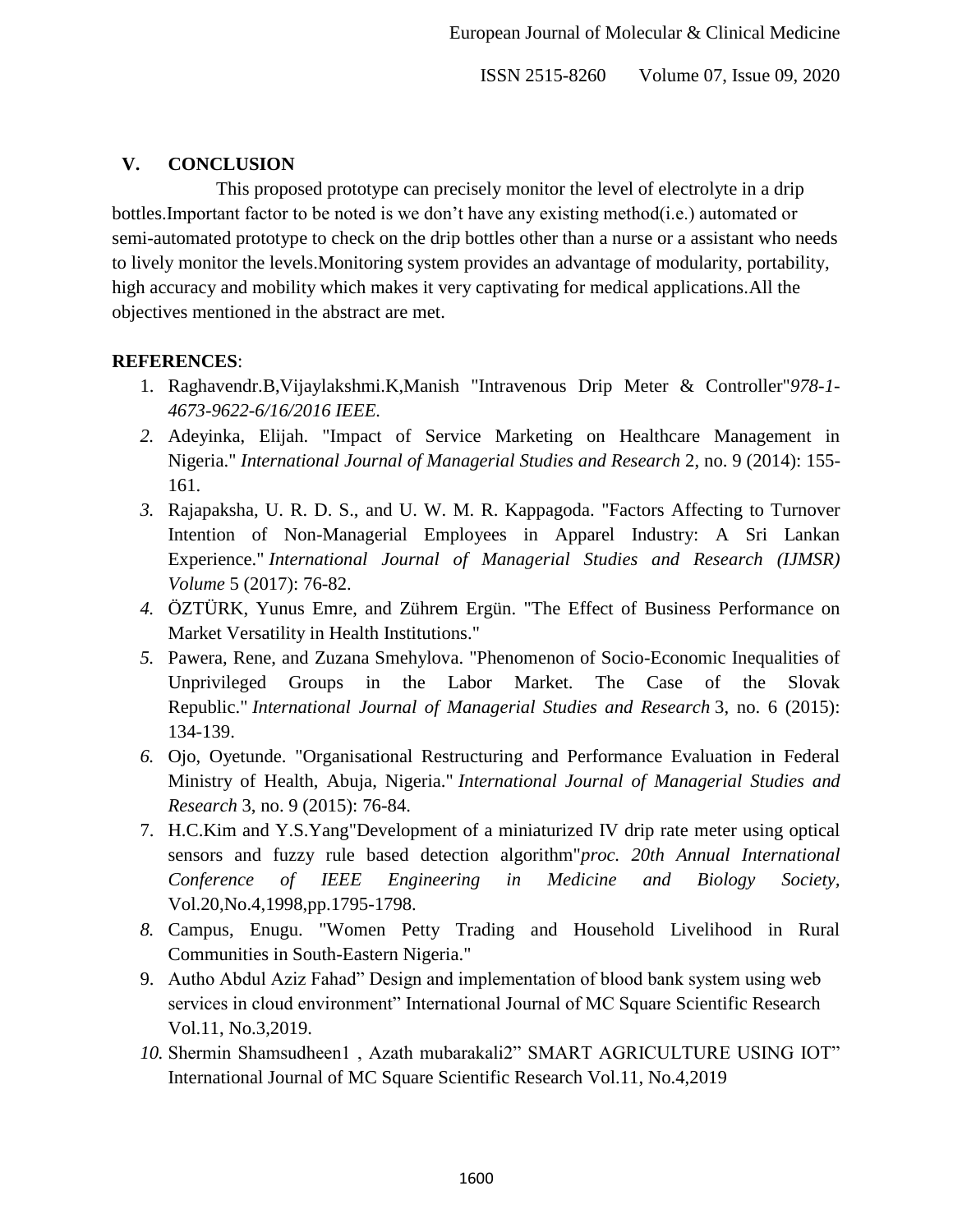## V. CONCLUSION

This proposed prototype can precisely monitor the level of electrolyte in a drip bottles.Important factor to be noted is we don't have any existing method(i.e.) automated or semi-automated prototype to check on the drip bottles other than a nurse or a assistant who needs to lively monitor the levels.Monitoring system provides an advantage of modularity, portability, high accuracy and mobility which makes it very captivating for medical applications.All the objectives mentioned in the abstract are met.

**REFERENCES**:

1. Raghavendr.B,Vijaylakshmi.K,Manish "Intravenous Drip Meter & Controller"*978-1-4673-9622-6/16/2016 IEEE.*
2. Adeyinka, Elijah. "Impact of Service Marketing on Healthcare Management in Nigeria." *International Journal of Managerial Studies and Research* 2, no. 9 (2014): 155-161.
3. Rajapaksha, U. R. D. S., and U. W. M. R. Kappagoda. "Factors Affecting to Turnover Intention of Non-Managerial Employees in Apparel Industry: A Sri Lankan Experience." *International Journal of Managerial Studies and Research (IJMSR) Volume* 5 (2017): 76-82.
4. ÖZTÜRK, Yunus Emre, and Zührem Ergün. "The Effect of Business Performance on Market Versatility in Health Institutions."
5. Pawera, Rene, and Zuzana Smehylova. "Phenomenon of Socio-Economic Inequalities of Unprivileged Groups in the Labor Market. The Case of the Slovak Republic." *International Journal of Managerial Studies and Research* 3, no. 6 (2015): 134-139.
6. Ojo, Oyetunde. "Organisational Restructuring and Performance Evaluation in Federal Ministry of Health, Abuja, Nigeria." *International Journal of Managerial Studies and Research* 3, no. 9 (2015): 76-84.
7. H.C.Kim and Y.S.Yang"Development of a miniaturized IV drip rate meter using optical sensors and fuzzy rule based detection algorithm"*proc. 20th Annual International Conference of IEEE Engineering in Medicine and Biology Society*, Vol.20,No.4,1998,pp.1795-1798.
8. Campus, Enugu. "Women Petty Trading and Household Livelihood in Rural Communities in South-Eastern Nigeria."
9. Autho Abdul Aziz Fahad" Design and implementation of blood bank system using web services in cloud environment" International Journal of MC Square Scientific Research Vol.11, No.3,2019.
10. Shermin Shamsudheen1 , Azath mubarakali2" SMART AGRICULTURE USING IOT" International Journal of MC Square Scientific Research Vol.11, No.4,2019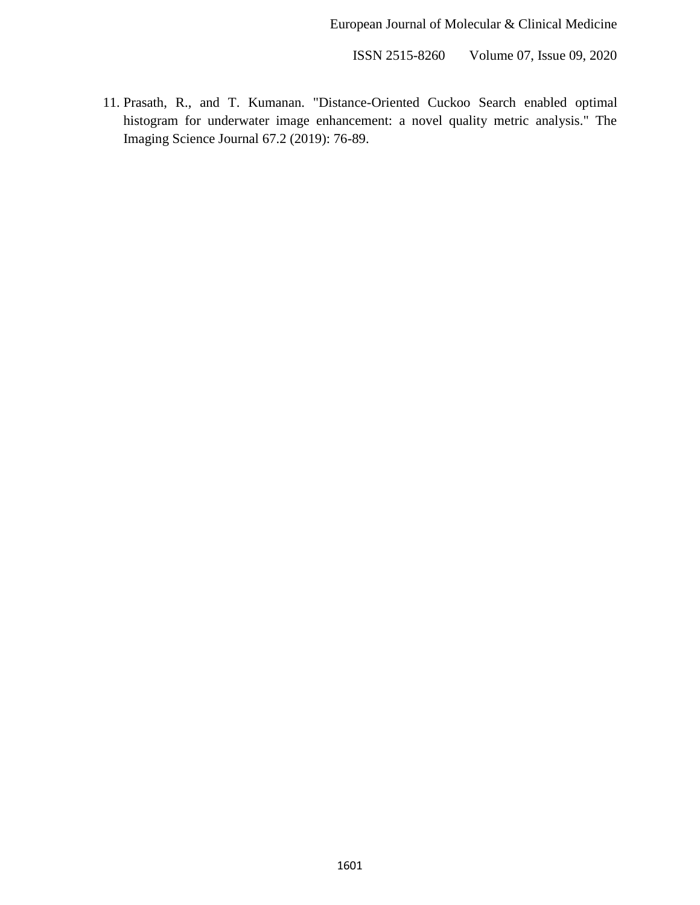11. Prasath, R., and T. Kumanan. "Distance-Oriented Cuckoo Search enabled optimal histogram for underwater image enhancement: a novel quality metric analysis." The Imaging Science Journal 67.2 (2019): 76-89.